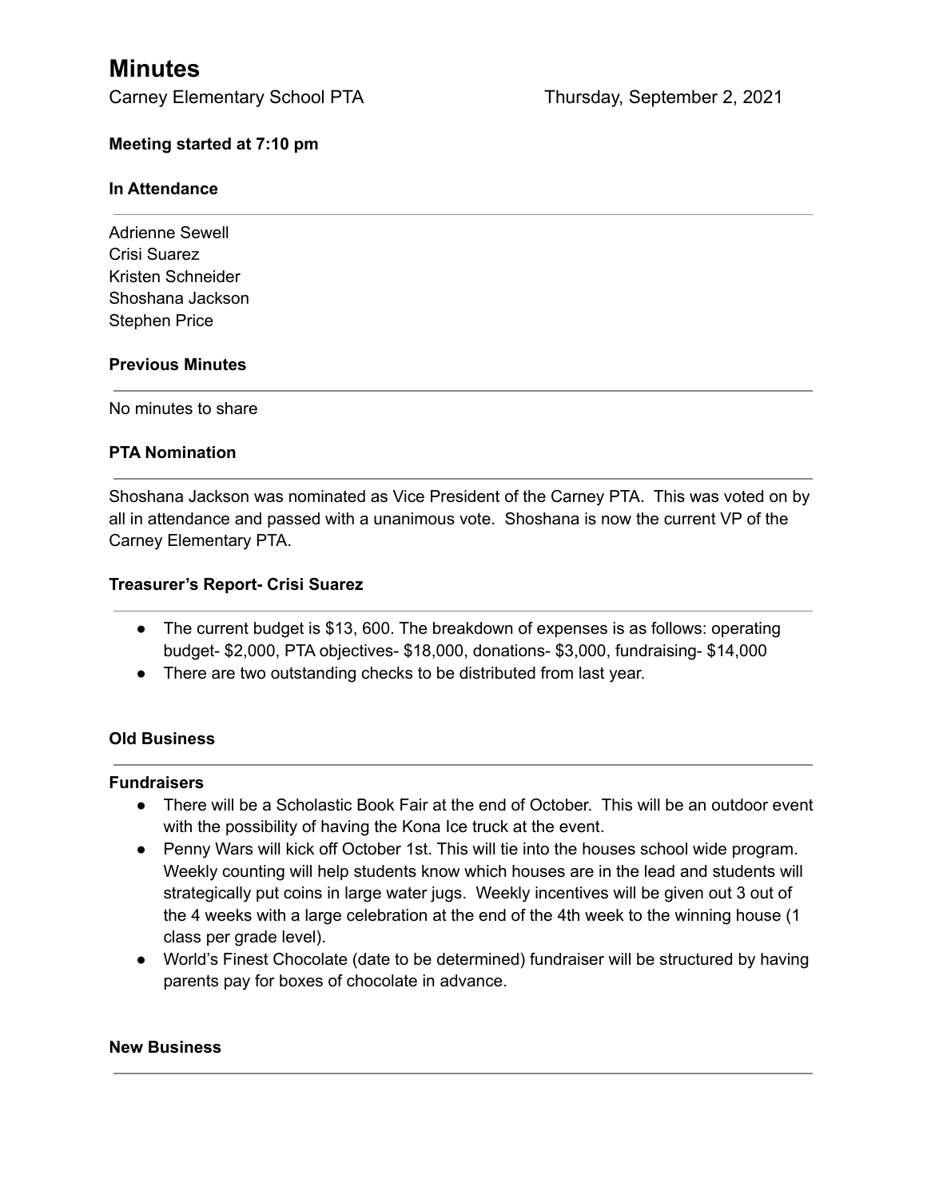# Minutes

Carney Elementary School PTA Thursday, September 2, 2021

**Meeting started at 7:10 pm**

**In Attendance**

---

Adrienne Sewell
Crisi Suarez
Kristen Schneider
Shoshana Jackson
Stephen Price

**Previous Minutes**

---

No minutes to share

**PTA Nomination**

---

Shoshana Jackson was nominated as Vice President of the Carney PTA. This was voted on by all in attendance and passed with a unanimous vote. Shoshana is now the current VP of the Carney Elementary PTA.

**Treasurer's Report- Crisi Suarez**

---

- The current budget is $13, 600. The breakdown of expenses is as follows: operating budget- $2,000, PTA objectives- $18,000, donations- $3,000, fundraising- $14,000
- There are two outstanding checks to be distributed from last year.

**Old Business**

---

**Fundraisers**

- There will be a Scholastic Book Fair at the end of October. This will be an outdoor event with the possibility of having the Kona Ice truck at the event.
- Penny Wars will kick off October 1st. This will tie into the houses school wide program. Weekly counting will help students know which houses are in the lead and students will strategically put coins in large water jugs. Weekly incentives will be given out 3 out of the 4 weeks with a large celebration at the end of the 4th week to the winning house (1 class per grade level).
- World's Finest Chocolate (date to be determined) fundraiser will be structured by having parents pay for boxes of chocolate in advance.

**New Business**

---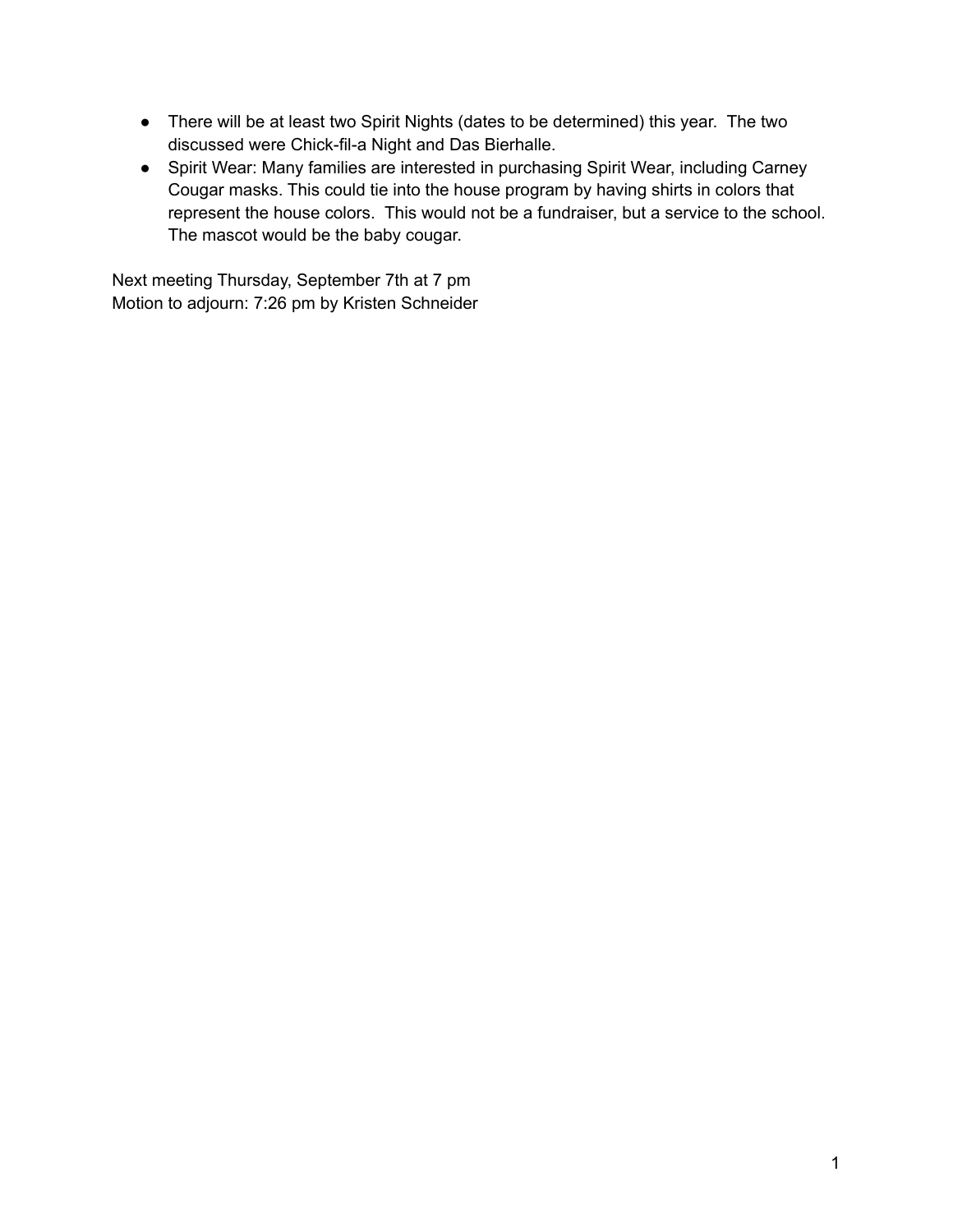- There will be at least two Spirit Nights (dates to be determined) this year. The two discussed were Chick-fil-a Night and Das Bierhalle.
- Spirit Wear: Many families are interested in purchasing Spirit Wear, including Carney Cougar masks. This could tie into the house program by having shirts in colors that represent the house colors. This would not be a fundraiser, but a service to the school. The mascot would be the baby cougar.

Next meeting Thursday, September 7th at 7 pm
Motion to adjourn: 7:26 pm by Kristen Schneider